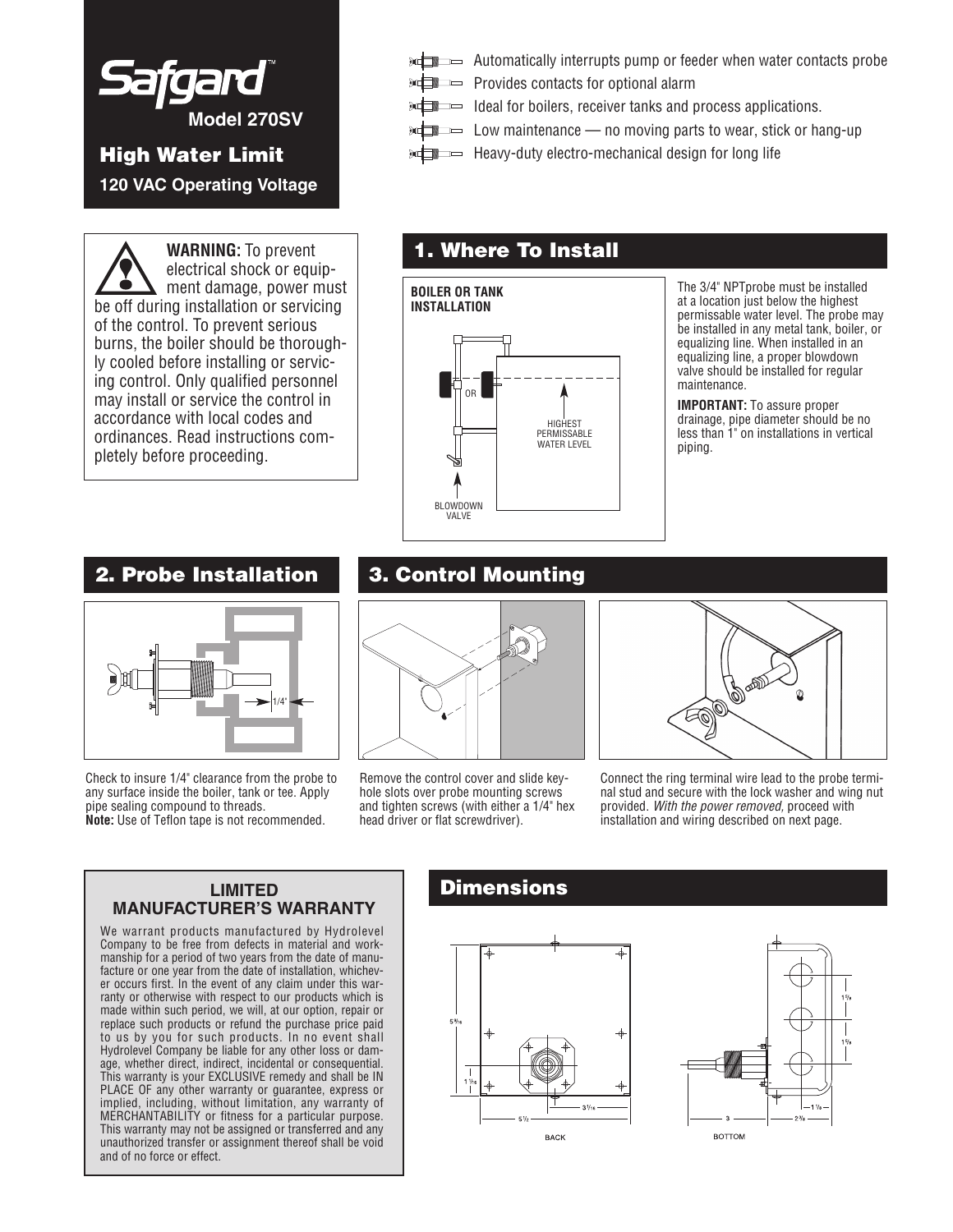# Safgard™

**Model 270SV**

## High Water Limit

**120 VAC Operating Voltage**

- Automatically interrupts pump or feeder when water contacts probe
- Provides contacts for optional alarm
- Ideal for boilers, receiver tanks and process applications.
- Low maintenance — no moving parts to wear, stick or hang-up
- Heavy-duty electro-mechanical design for long life

**WARNING:** To prevent electrical shock or equipment damage, power must be off during installation or servicing of the control. To prevent serious burns, the boiler should be thoroughly cooled before installing or servicing control. Only qualified personnel may install or service the control in accordance with local codes and ordinances. Read instructions completely before proceeding.

## 1. Where To Install

**BOILER OR TANK INSTALLATION**

OR

HIGHEST PERMISSABLE WATER LEVEL

BLOWDOWN VALVE

The 3/4" NPTprobe must be installed at a location just below the highest permissable water level. The probe may be installed in any metal tank, boiler, or equalizing line. When installed in an equalizing line, a proper blowdown valve should be installed for regular maintenance.

**IMPORTANT:** To assure proper drainage, pipe diameter should be no less than 1" on installations in vertical piping.

## 2. Probe Installation

1/4"

Check to insure 1/4" clearance from the probe to any surface inside the boiler, tank or tee. Apply pipe sealing compound to threads.
**Note:** Use of Teflon tape is not recommended.

## 3. Control Mounting

Remove the control cover and slide keyhole slots over probe mounting screws and tighten screws (with either a 1/4" hex head driver or flat screwdriver).

Connect the ring terminal wire lead to the probe terminal stud and secure with the lock washer and wing nut provided. *With the power removed,* proceed with installation and wiring described on next page.

### LIMITED MANUFACTURER'S WARRANTY

We warrant products manufactured by Hydrolevel Company to be free from defects in material and workmanship for a period of two years from the date of manufacture or one year from the date of installation, whichever occurs first. In the event of any claim under this warranty or otherwise with respect to our products which is made within such period, we will, at our option, repair or replace such products or refund the purchase price paid to us by you for such products. In no event shall Hydrolevel Company be liable for any other loss or damage, whether direct, indirect, incidental or consequential. This warranty is your EXCLUSIVE remedy and shall be IN PLACE OF any other warranty or guarantee, express or implied, including, without limitation, any warranty of MERCHANTABILITY or fitness for a particular purpose. This warranty may not be assigned or transferred and any unauthorized transfer or assignment thereof shall be void and of no force or effect.

## Dimensions

BACK: 5 5/16, 1 1/16, 3 1/16, 5 1/2

BOTTOM: 1 7/8, 1 7/8, 1 1/2, 3, 2 7/8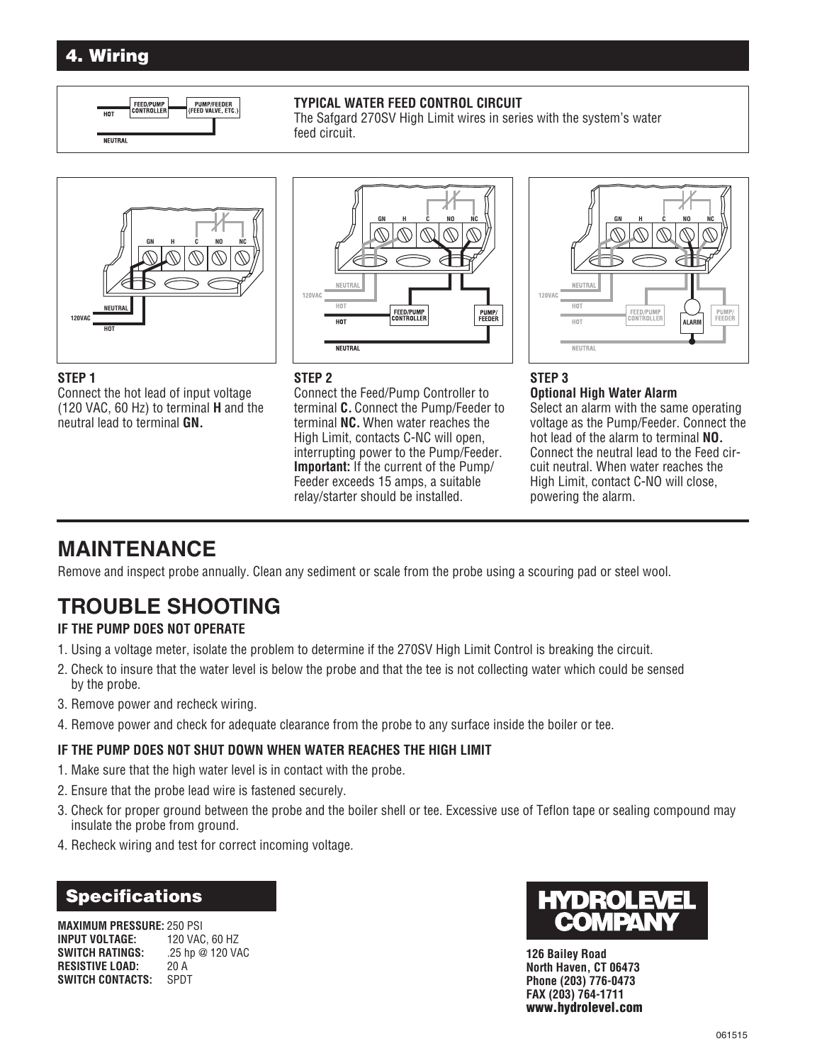## 4. Wiring

HOT
FEED/PUMP CONTROLLER
PUMP/FEEDER (FEED VALVE, ETC.)
NEUTRAL

**TYPICAL WATER FEED CONTROL CIRCUIT**
The Safgard 270SV High Limit wires in series with the system's water feed circuit.

GN H C NO NC
NEUTRAL
120VAC
HOT

**STEP 1**
Connect the hot lead of input voltage (120 VAC, 60 Hz) to terminal **H** and the neutral lead to terminal **GN.**

GN H C NO NC
NEUTRAL
120VAC
HOT
HOT
FEED/PUMP CONTROLLER
PUMP/ FEEDER
NEUTRAL

**STEP 2**
Connect the Feed/Pump Controller to terminal **C.** Connect the Pump/Feeder to terminal **NC.** When water reaches the High Limit, contacts C-NC will open, interrupting power to the Pump/Feeder. **Important:** If the current of the Pump/Feeder exceeds 15 amps, a suitable relay/starter should be installed.

GN H C NO NC
NEUTRAL
120VAC
HOT
HOT
FEED/PUMP CONTROLLER
ALARM
PUMP/ FEEDER
NEUTRAL

**STEP 3**
**Optional High Water Alarm**
Select an alarm with the same operating voltage as the Pump/Feeder. Connect the hot lead of the alarm to terminal **NO.** Connect the neutral lead to the Feed circuit neutral. When water reaches the High Limit, contact C-NO will close, powering the alarm.

# MAINTENANCE

Remove and inspect probe annually. Clean any sediment or scale from the probe using a scouring pad or steel wool.

# TROUBLE SHOOTING

**IF THE PUMP DOES NOT OPERATE**

1. Using a voltage meter, isolate the problem to determine if the 270SV High Limit Control is breaking the circuit.
2. Check to insure that the water level is below the probe and that the tee is not collecting water which could be sensed by the probe.
3. Remove power and recheck wiring.
4. Remove power and check for adequate clearance from the probe to any surface inside the boiler or tee.

**IF THE PUMP DOES NOT SHUT DOWN WHEN WATER REACHES THE HIGH LIMIT**

1. Make sure that the high water level is in contact with the probe.
2. Ensure that the probe lead wire is fastened securely.
3. Check for proper ground between the probe and the boiler shell or tee. Excessive use of Teflon tape or sealing compound may insulate the probe from ground.
4. Recheck wiring and test for correct incoming voltage.

## Specifications

**MAXIMUM PRESSURE:** 250 PSI
**INPUT VOLTAGE:** 120 VAC, 60 HZ
**SWITCH RATINGS:** .25 hp @ 120 VAC
**RESISTIVE LOAD:** 20 A
**SWITCH CONTACTS:** SPDT

**HYDROLEVEL COMPANY**

**126 Bailey Road**
**North Haven, CT 06473**
**Phone (203) 776-0473**
**FAX (203) 764-1711**
**www.hydrolevel.com**

061515